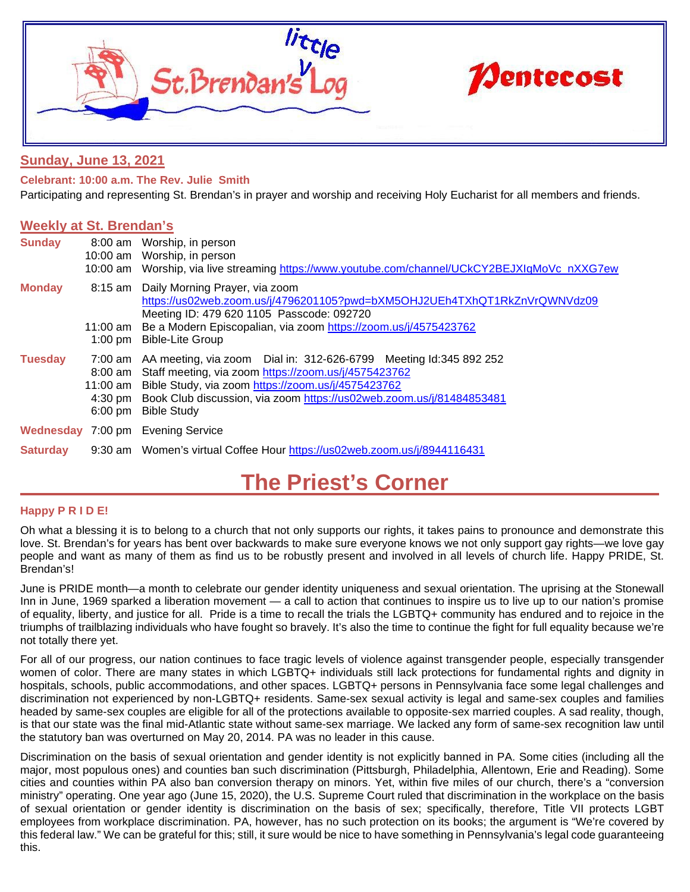# St. Brendan's little Log — Pentecost

## Sunday, June 13, 2021

**Celebrant: 10:00 a.m. The Rev. Julie Smith**

Participating and representing St. Brendan's in prayer and worship and receiving Holy Eucharist for all members and friends.

## Weekly at St. Brendan's

| Day | Time | Event |
|---|---|---|
| **Sunday** | 8:00 am | Worship, in person |
| | 10:00 am | Worship, in person |
| | 10:00 am | Worship, via live streaming https://www.youtube.com/channel/UCkCY2BEJXIqMoVc_nXXG7ew |
| **Monday** | 8:15 am | Daily Morning Prayer, via zoom https://us02web.zoom.us/j/4796201105?pwd=bXM5OHJ2UEh4TXhQT1RkZnVrQWNVdz09 Meeting ID: 479 620 1105 Passcode: 092720 |
| | 11:00 am | Be a Modern Episcopalian, via zoom https://zoom.us/j/4575423762 |
| | 1:00 pm | Bible-Lite Group |
| **Tuesday** | 7:00 am | AA meeting, via zoom Dial in: 312-626-6799 Meeting Id:345 892 252 |
| | 8:00 am | Staff meeting, via zoom https://zoom.us/j/4575423762 |
| | 11:00 am | Bible Study, via zoom https://zoom.us/j/4575423762 |
| | 4:30 pm | Book Club discussion, via zoom https://us02web.zoom.us/j/81484853481 |
| | 6:00 pm | Bible Study |
| **Wednesday** | 7:00 pm | Evening Service |
| **Saturday** | 9:30 am | Women's virtual Coffee Hour https://us02web.zoom.us/j/8944116431 |

# The Priest's Corner

**Happy P R I D E!**

Oh what a blessing it is to belong to a church that not only supports our rights, it takes pains to pronounce and demonstrate this love. St. Brendan's for years has bent over backwards to make sure everyone knows we not only support gay rights—we love gay people and want as many of them as find us to be robustly present and involved in all levels of church life. Happy PRIDE, St. Brendan's!

June is PRIDE month—a month to celebrate our gender identity uniqueness and sexual orientation. The uprising at the Stonewall Inn in June, 1969 sparked a liberation movement — a call to action that continues to inspire us to live up to our nation's promise of equality, liberty, and justice for all. Pride is a time to recall the trials the LGBTQ+ community has endured and to rejoice in the triumphs of trailblazing individuals who have fought so bravely. It's also the time to continue the fight for full equality because we're not totally there yet.

For all of our progress, our nation continues to face tragic levels of violence against transgender people, especially transgender women of color. There are many states in which LGBTQ+ individuals still lack protections for fundamental rights and dignity in hospitals, schools, public accommodations, and other spaces. LGBTQ+ persons in Pennsylvania face some legal challenges and discrimination not experienced by non-LGBTQ+ residents. Same-sex sexual activity is legal and same-sex couples and families headed by same-sex couples are eligible for all of the protections available to opposite-sex married couples. A sad reality, though, is that our state was the final mid-Atlantic state without same-sex marriage. We lacked any form of same-sex recognition law until the statutory ban was overturned on May 20, 2014. PA was no leader in this cause.

Discrimination on the basis of sexual orientation and gender identity is not explicitly banned in PA. Some cities (including all the major, most populous ones) and counties ban such discrimination (Pittsburgh, Philadelphia, Allentown, Erie and Reading). Some cities and counties within PA also ban conversion therapy on minors. Yet, within five miles of our church, there's a "conversion ministry" operating. One year ago (June 15, 2020), the U.S. Supreme Court ruled that discrimination in the workplace on the basis of sexual orientation or gender identity is discrimination on the basis of sex; specifically, therefore, Title VII protects LGBT employees from workplace discrimination. PA, however, has no such protection on its books; the argument is "We're covered by this federal law." We can be grateful for this; still, it sure would be nice to have something in Pennsylvania's legal code guaranteeing this.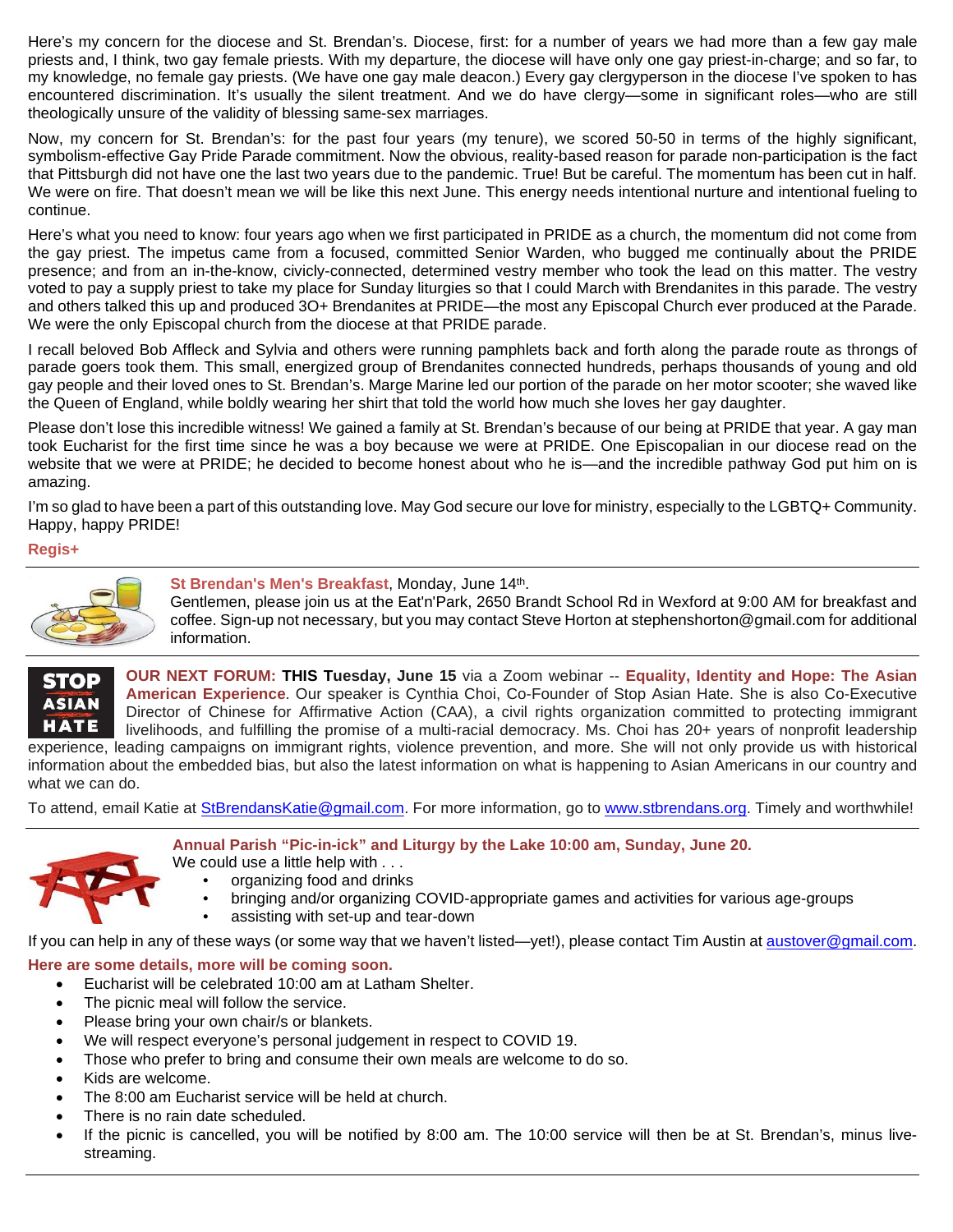Here's my concern for the diocese and St. Brendan's. Diocese, first: for a number of years we had more than a few gay male priests and, I think, two gay female priests. With my departure, the diocese will have only one gay priest-in-charge; and so far, to my knowledge, no female gay priests. (We have one gay male deacon.) Every gay clergyperson in the diocese I've spoken to has encountered discrimination. It's usually the silent treatment. And we do have clergy—some in significant roles—who are still theologically unsure of the validity of blessing same-sex marriages.

Now, my concern for St. Brendan's: for the past four years (my tenure), we scored 50-50 in terms of the highly significant, symbolism-effective Gay Pride Parade commitment. Now the obvious, reality-based reason for parade non-participation is the fact that Pittsburgh did not have one the last two years due to the pandemic. True! But be careful. The momentum has been cut in half. We were on fire. That doesn't mean we will be like this next June. This energy needs intentional nurture and intentional fueling to continue.

Here's what you need to know: four years ago when we first participated in PRIDE as a church, the momentum did not come from the gay priest. The impetus came from a focused, committed Senior Warden, who bugged me continually about the PRIDE presence; and from an in-the-know, civicly-connected, determined vestry member who took the lead on this matter. The vestry voted to pay a supply priest to take my place for Sunday liturgies so that I could March with Brendanites in this parade. The vestry and others talked this up and produced 3O+ Brendanites at PRIDE—the most any Episcopal Church ever produced at the Parade. We were the only Episcopal church from the diocese at that PRIDE parade.

I recall beloved Bob Affleck and Sylvia and others were running pamphlets back and forth along the parade route as throngs of parade goers took them. This small, energized group of Brendanites connected hundreds, perhaps thousands of young and old gay people and their loved ones to St. Brendan's. Marge Marine led our portion of the parade on her motor scooter; she waved like the Queen of England, while boldly wearing her shirt that told the world how much she loves her gay daughter.

Please don't lose this incredible witness! We gained a family at St. Brendan's because of our being at PRIDE that year. A gay man took Eucharist for the first time since he was a boy because we were at PRIDE. One Episcopalian in our diocese read on the website that we were at PRIDE; he decided to become honest about who he is—and the incredible pathway God put him on is amazing.

I'm so glad to have been a part of this outstanding love. May God secure our love for ministry, especially to the LGBTQ+ Community. Happy, happy PRIDE!

**Regis+**

---

**St Brendan's Men's Breakfast**, Monday, June 14th.
Gentlemen, please join us at the Eat'n'Park, 2650 Brandt School Rd in Wexford at 9:00 AM for breakfast and coffee. Sign-up not necessary, but you may contact Steve Horton at stephenshorton@gmail.com for additional information.

---

STOP ASIAN HATE

**OUR NEXT FORUM: THIS Tuesday, June 15** via a Zoom webinar -- **Equality, Identity and Hope: The Asian American Experience**. Our speaker is Cynthia Choi, Co-Founder of Stop Asian Hate. She is also Co-Executive Director of Chinese for Affirmative Action (CAA), a civil rights organization committed to protecting immigrant livelihoods, and fulfilling the promise of a multi-racial democracy. Ms. Choi has 20+ years of nonprofit leadership experience, leading campaigns on immigrant rights, violence prevention, and more. She will not only provide us with historical information about the embedded bias, but also the latest information on what is happening to Asian Americans in our country and what we can do.

To attend, email Katie at StBrendansKatie@gmail.com. For more information, go to www.stbrendans.org. Timely and worthwhile!

---

**Annual Parish "Pic-in-ick" and Liturgy by the Lake 10:00 am, Sunday, June 20.**
We could use a little help with . . .

- organizing food and drinks
- bringing and/or organizing COVID-appropriate games and activities for various age-groups
- assisting with set-up and tear-down

If you can help in any of these ways (or some way that we haven't listed—yet!), please contact Tim Austin at austover@gmail.com.

**Here are some details, more will be coming soon.**

- Eucharist will be celebrated 10:00 am at Latham Shelter.
- The picnic meal will follow the service.
- Please bring your own chair/s or blankets.
- We will respect everyone's personal judgement in respect to COVID 19.
- Those who prefer to bring and consume their own meals are welcome to do so.
- Kids are welcome.
- The 8:00 am Eucharist service will be held at church.
- There is no rain date scheduled.
- If the picnic is cancelled, you will be notified by 8:00 am. The 10:00 service will then be at St. Brendan's, minus live-streaming.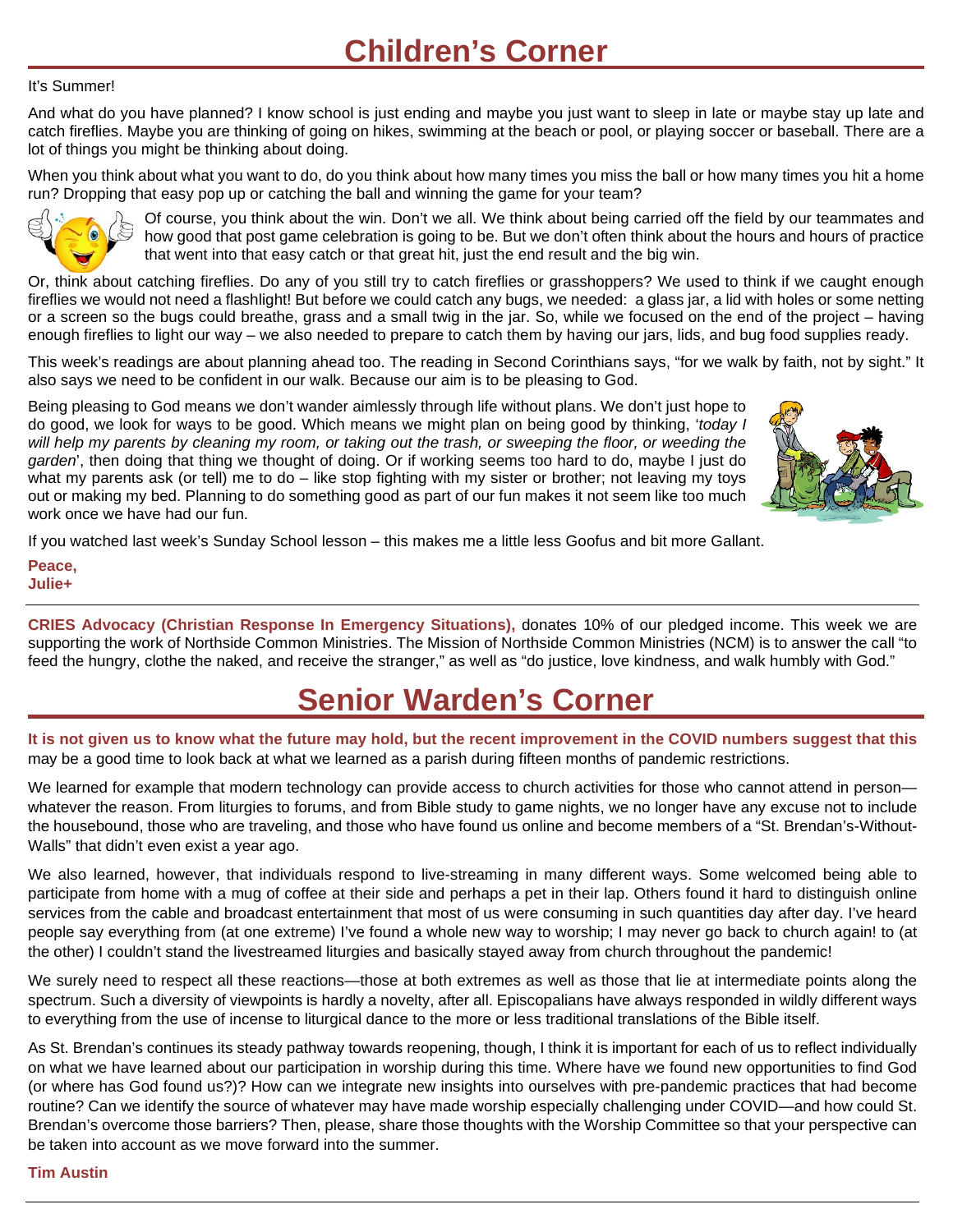# Children's Corner

It's Summer!

And what do you have planned? I know school is just ending and maybe you just want to sleep in late or maybe stay up late and catch fireflies. Maybe you are thinking of going on hikes, swimming at the beach or pool, or playing soccer or baseball. There are a lot of things you might be thinking about doing.

When you think about what you want to do, do you think about how many times you miss the ball or how many times you hit a home run? Dropping that easy pop up or catching the ball and winning the game for your team?

Of course, you think about the win. Don't we all. We think about being carried off the field by our teammates and how good that post game celebration is going to be. But we don't often think about the hours and hours of practice that went into that easy catch or that great hit, just the end result and the big win.

Or, think about catching fireflies. Do any of you still try to catch fireflies or grasshoppers? We used to think if we caught enough fireflies we would not need a flashlight! But before we could catch any bugs, we needed: a glass jar, a lid with holes or some netting or a screen so the bugs could breathe, grass and a small twig in the jar. So, while we focused on the end of the project – having enough fireflies to light our way – we also needed to prepare to catch them by having our jars, lids, and bug food supplies ready.

This week's readings are about planning ahead too. The reading in Second Corinthians says, "for we walk by faith, not by sight." It also says we need to be confident in our walk. Because our aim is to be pleasing to God.

Being pleasing to God means we don't wander aimlessly through life without plans. We don't just hope to do good, we look for ways to be good. Which means we might plan on being good by thinking, '*today I will help my parents by cleaning my room, or taking out the trash, or sweeping the floor, or weeding the garden*', then doing that thing we thought of doing. Or if working seems too hard to do, maybe I just do what my parents ask (or tell) me to do – like stop fighting with my sister or brother; not leaving my toys out or making my bed. Planning to do something good as part of our fun makes it not seem like too much work once we have had our fun.

If you watched last week's Sunday School lesson – this makes me a little less Goofus and bit more Gallant.

**Peace,**
**Julie+**

---

**CRIES Advocacy (Christian Response In Emergency Situations),** donates 10% of our pledged income. This week we are supporting the work of Northside Common Ministries. The Mission of Northside Common Ministries (NCM) is to answer the call "to feed the hungry, clothe the naked, and receive the stranger," as well as "do justice, love kindness, and walk humbly with God."

# Senior Warden's Corner

**It is not given us to know what the future may hold, but the recent improvement in the COVID numbers suggest that this** may be a good time to look back at what we learned as a parish during fifteen months of pandemic restrictions.

We learned for example that modern technology can provide access to church activities for those who cannot attend in person—whatever the reason. From liturgies to forums, and from Bible study to game nights, we no longer have any excuse not to include the housebound, those who are traveling, and those who have found us online and become members of a "St. Brendan's-Without-Walls" that didn't even exist a year ago.

We also learned, however, that individuals respond to live-streaming in many different ways. Some welcomed being able to participate from home with a mug of coffee at their side and perhaps a pet in their lap. Others found it hard to distinguish online services from the cable and broadcast entertainment that most of us were consuming in such quantities day after day. I've heard people say everything from (at one extreme) I've found a whole new way to worship; I may never go back to church again! to (at the other) I couldn't stand the livestreamed liturgies and basically stayed away from church throughout the pandemic!

We surely need to respect all these reactions—those at both extremes as well as those that lie at intermediate points along the spectrum. Such a diversity of viewpoints is hardly a novelty, after all. Episcopalians have always responded in wildly different ways to everything from the use of incense to liturgical dance to the more or less traditional translations of the Bible itself.

As St. Brendan's continues its steady pathway towards reopening, though, I think it is important for each of us to reflect individually on what we have learned about our participation in worship during this time. Where have we found new opportunities to find God (or where has God found us?)? How can we integrate new insights into ourselves with pre-pandemic practices that had become routine? Can we identify the source of whatever may have made worship especially challenging under COVID—and how could St. Brendan's overcome those barriers? Then, please, share those thoughts with the Worship Committee so that your perspective can be taken into account as we move forward into the summer.

**Tim Austin**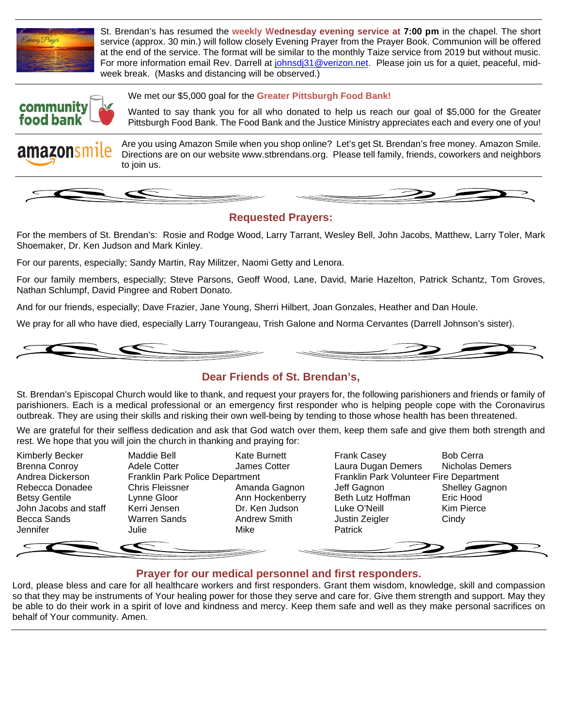St. Brendan's has resumed the **weekly Wednesday evening service at 7:00 pm** in the chapel. The short service (approx. 30 min.) will follow closely Evening Prayer from the Prayer Book. Communion will be offered at the end of the service. The format will be similar to the monthly Taize service from 2019 but without music. For more information email Rev. Darrell at johnsdj31@verizon.net. Please join us for a quiet, peaceful, mid-week break. (Masks and distancing will be observed.)

---

We met our $5,000 goal for the **Greater Pittsburgh Food Bank!**

Wanted to say thank you for all who donated to help us reach our goal of $5,000 for the Greater Pittsburgh Food Bank. The Food Bank and the Justice Ministry appreciates each and every one of you!

---

Are you using Amazon Smile when you shop online? Let's get St. Brendan's free money. Amazon Smile. Directions are on our website www.stbrendans.org. Please tell family, friends, coworkers and neighbors to join us.

---

## Requested Prayers:

For the members of St. Brendan's: Rosie and Rodge Wood, Larry Tarrant, Wesley Bell, John Jacobs, Matthew, Larry Toler, Mark Shoemaker, Dr. Ken Judson and Mark Kinley.

For our parents, especially; Sandy Martin, Ray Militzer, Naomi Getty and Lenora.

For our family members, especially; Steve Parsons, Geoff Wood, Lane, David, Marie Hazelton, Patrick Schantz, Tom Groves, Nathan Schlumpf, David Pingree and Robert Donato.

And for our friends, especially; Dave Frazier, Jane Young, Sherri Hilbert, Joan Gonzales, Heather and Dan Houle.

We pray for all who have died, especially Larry Tourangeau, Trish Galone and Norma Cervantes (Darrell Johnson's sister).

## Dear Friends of St. Brendan's,

St. Brendan's Episcopal Church would like to thank, and request your prayers for, the following parishioners and friends or family of parishioners. Each is a medical professional or an emergency first responder who is helping people cope with the Coronavirus outbreak. They are using their skills and risking their own well-being by tending to those whose health has been threatened.

We are grateful for their selfless dedication and ask that God watch over them, keep them safe and give them both strength and rest. We hope that you will join the church in thanking and praying for:

Kimberly Becker
Maddie Bell
Kate Burnett
Frank Casey
Bob Cerra
Brenna Conroy
Adele Cotter
James Cotter
Laura Dugan Demers
Nicholas Demers
Andrea Dickerson
Franklin Park Police Department
Franklin Park Volunteer Fire Department
Rebecca Donadee
Chris Fleissner
Amanda Gagnon
Jeff Gagnon
Shelley Gagnon
Betsy Gentile
Lynne Gloor
Ann Hockenberry
Beth Lutz Hoffman
Eric Hood
John Jacobs and staff
Kerri Jensen
Dr. Ken Judson
Luke O'Neill
Kim Pierce
Becca Sands
Warren Sands
Andrew Smith
Justin Zeigler
Cindy
Jennifer
Julie
Mike
Patrick

## Prayer for our medical personnel and first responders.

Lord, please bless and care for all healthcare workers and first responders. Grant them wisdom, knowledge, skill and compassion so that they may be instruments of Your healing power for those they serve and care for. Give them strength and support. May they be able to do their work in a spirit of love and kindness and mercy. Keep them safe and well as they make personal sacrifices on behalf of Your community. Amen.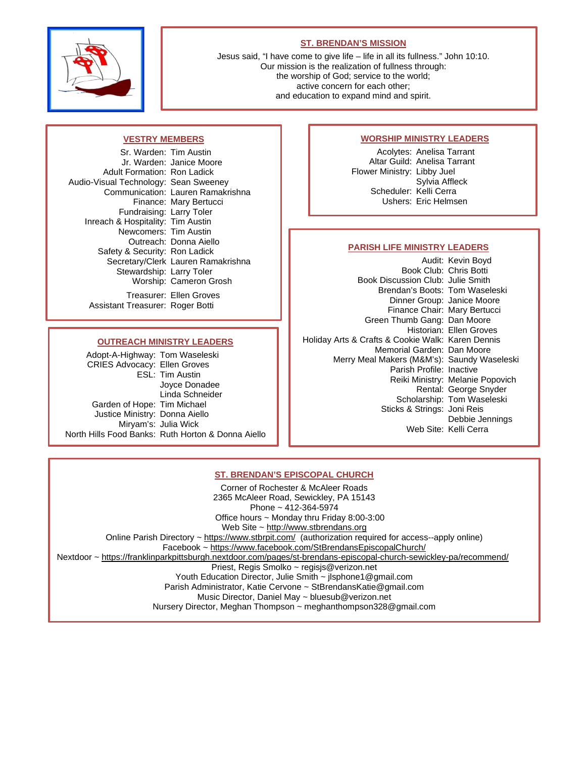## ST. BRENDAN'S MISSION

Jesus said, "I have come to give life – life in all its fullness." John 10:10.
Our mission is the realization of fullness through:
the worship of God; service to the world;
active concern for each other;
and education to expand mind and spirit.

## VESTRY MEMBERS

| | |
|---|---|
| Sr. Warden: | Tim Austin |
| Jr. Warden: | Janice Moore |
| Adult Formation: | Ron Ladick |
| Audio-Visual Technology: | Sean Sweeney |
| Communication: | Lauren Ramakrishna |
| Finance: | Mary Bertucci |
| Fundraising: | Larry Toler |
| Inreach & Hospitality: | Tim Austin |
| Newcomers: | Tim Austin |
| Outreach: | Donna Aiello |
| Safety & Security: | Ron Ladick |
| Secretary/Clerk | Lauren Ramakrishna |
| Stewardship: | Larry Toler |
| Worship: | Cameron Grosh |
| Treasurer: | Ellen Groves |
| Assistant Treasurer: | Roger Botti |

## WORSHIP MINISTRY LEADERS

| | |
|---|---|
| Acolytes: | Anelisa Tarrant |
| Altar Guild: | Anelisa Tarrant |
| Flower Ministry: | Libby Juel |
| | Sylvia Affleck |
| Scheduler: | Kelli Cerra |
| Ushers: | Eric Helmsen |

## OUTREACH MINISTRY LEADERS

| | |
|---|---|
| Adopt-A-Highway: | Tom Waseleski |
| CRIES Advocacy: | Ellen Groves |
| ESL: | Tim Austin |
| | Joyce Donadee |
| | Linda Schneider |
| Garden of Hope: | Tim Michael |
| Justice Ministry: | Donna Aiello |
| Miryam's: | Julia Wick |
| North Hills Food Banks: | Ruth Horton & Donna Aiello |

## PARISH LIFE MINISTRY LEADERS

| | |
|---|---|
| Audit: | Kevin Boyd |
| Book Club: | Chris Botti |
| Book Discussion Club: | Julie Smith |
| Brendan's Boots: | Tom Waseleski |
| Dinner Group: | Janice Moore |
| Finance Chair: | Mary Bertucci |
| Green Thumb Gang: | Dan Moore |
| Historian: | Ellen Groves |
| Holiday Arts & Crafts & Cookie Walk: | Karen Dennis |
| Memorial Garden: | Dan Moore |
| Merry Meal Makers (M&M's): | Saundy Waseleski |
| Parish Profile: | Inactive |
| Reiki Ministry: | Melanie Popovich |
| Rental: | George Snyder |
| Scholarship: | Tom Waseleski |
| Sticks & Strings: | Joni Reis |
| | Debbie Jennings |
| Web Site: | Kelli Cerra |

## ST. BRENDAN'S EPISCOPAL CHURCH

Corner of Rochester & McAleer Roads
2365 McAleer Road, Sewickley, PA 15143
Phone ~ 412-364-5974
Office hours ~ Monday thru Friday 8:00-3:00
Web Site ~ http://www.stbrendans.org
Online Parish Directory ~ https://www.stbrpit.com/ (authorization required for access--apply online)
Facebook ~ https://www.facebook.com/StBrendansEpiscopalChurch/
Nextdoor ~ https://franklinparkpittsburgh.nextdoor.com/pages/st-brendans-episcopal-church-sewickley-pa/recommend/
Priest, Regis Smolko ~ regisjs@verizon.net
Youth Education Director, Julie Smith ~ jlsphone1@gmail.com
Parish Administrator, Katie Cervone ~ StBrendansKatie@gmail.com
Music Director, Daniel May ~ bluesub@verizon.net
Nursery Director, Meghan Thompson ~ meghanthompson328@gmail.com